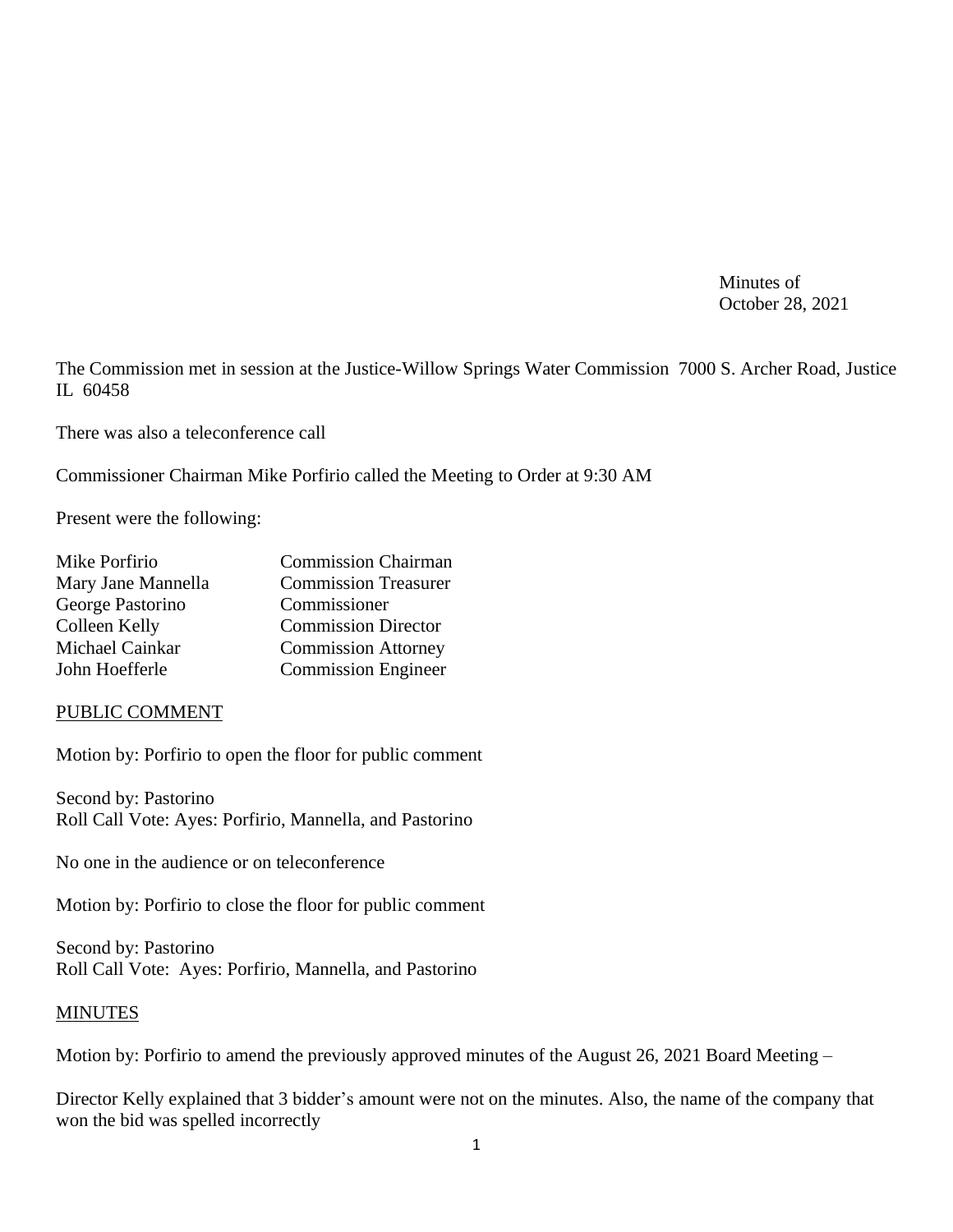Minutes of
October 28, 2021

The Commission met in session at the Justice-Willow Springs Water Commission 7000 S. Archer Road, Justice IL 60458

There was also a teleconference call

Commissioner Chairman Mike Porfirio called the Meeting to Order at 9:30 AM

Present were the following:

| | |
|---|---|
| Mike Porfirio | Commission Chairman |
| Mary Jane Mannella | Commission Treasurer |
| George Pastorino | Commissioner |
| Colleen Kelly | Commission Director |
| Michael Cainkar | Commission Attorney |
| John Hoefferle | Commission Engineer |

PUBLIC COMMENT

Motion by: Porfirio to open the floor for public comment

Second by: Pastorino
Roll Call Vote: Ayes: Porfirio, Mannella, and Pastorino

No one in the audience or on teleconference

Motion by: Porfirio to close the floor for public comment

Second by: Pastorino
Roll Call Vote: Ayes: Porfirio, Mannella, and Pastorino

MINUTES

Motion by: Porfirio to amend the previously approved minutes of the August 26, 2021 Board Meeting –

Director Kelly explained that 3 bidder's amount were not on the minutes. Also, the name of the company that won the bid was spelled incorrectly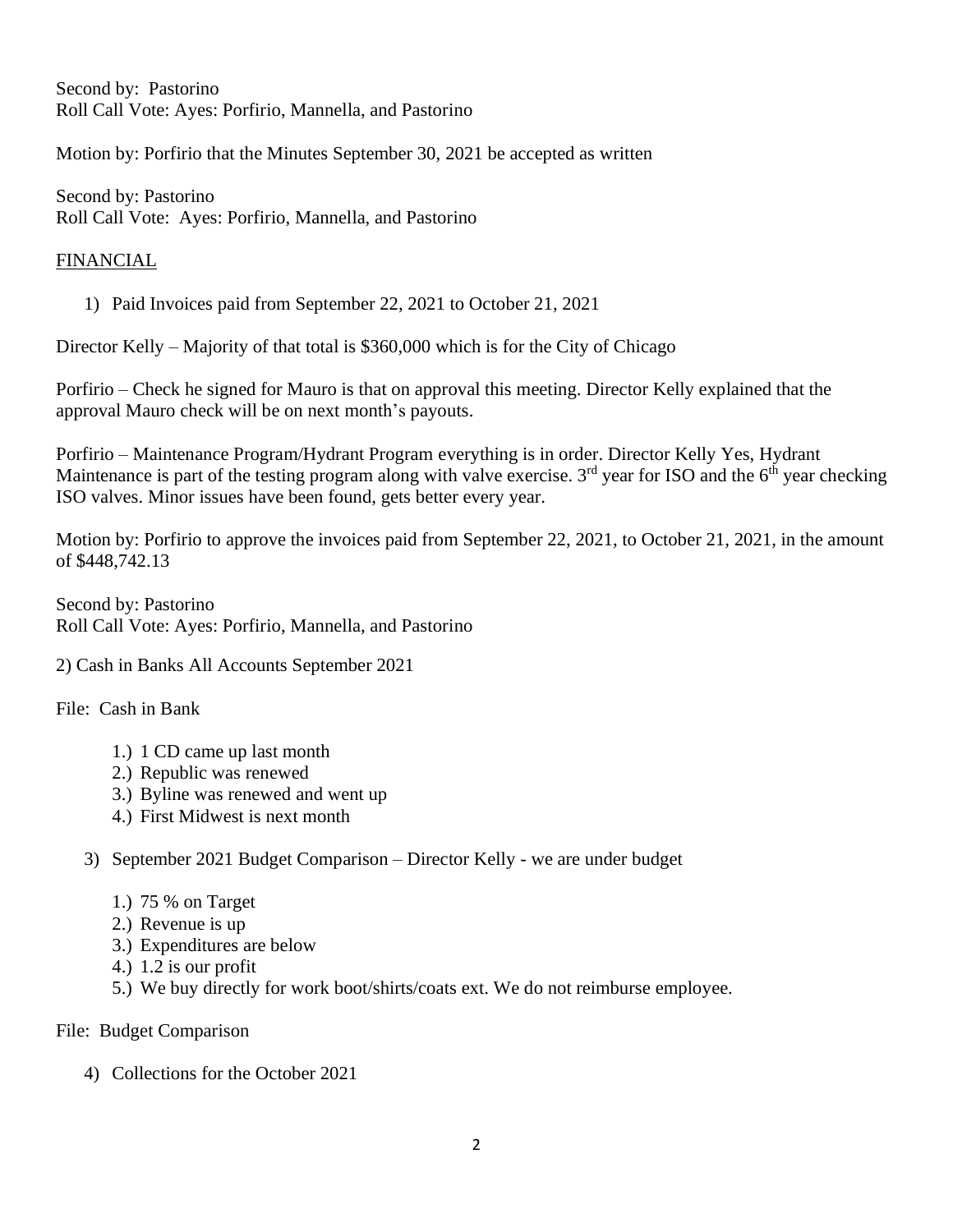Second by: Pastorino
Roll Call Vote: Ayes: Porfirio, Mannella, and Pastorino

Motion by: Porfirio that the Minutes September 30, 2021 be accepted as written

Second by: Pastorino
Roll Call Vote: Ayes: Porfirio, Mannella, and Pastorino

FINANCIAL

1) Paid Invoices paid from September 22, 2021 to October 21, 2021

Director Kelly – Majority of that total is $360,000 which is for the City of Chicago

Porfirio – Check he signed for Mauro is that on approval this meeting. Director Kelly explained that the approval Mauro check will be on next month's payouts.

Porfirio – Maintenance Program/Hydrant Program everything is in order. Director Kelly Yes, Hydrant Maintenance is part of the testing program along with valve exercise. 3rd year for ISO and the 6th year checking ISO valves. Minor issues have been found, gets better every year.

Motion by: Porfirio to approve the invoices paid from September 22, 2021, to October 21, 2021, in the amount of $448,742.13

Second by: Pastorino
Roll Call Vote: Ayes: Porfirio, Mannella, and Pastorino

2) Cash in Banks All Accounts September 2021

File: Cash in Bank

1.) 1 CD came up last month
2.) Republic was renewed
3.) Byline was renewed and went up
4.) First Midwest is next month

3) September 2021 Budget Comparison – Director Kelly - we are under budget

1.) 75 % on Target
2.) Revenue is up
3.) Expenditures are below
4.) 1.2 is our profit
5.) We buy directly for work boot/shirts/coats ext. We do not reimburse employee.

File: Budget Comparison

4) Collections for the October 2021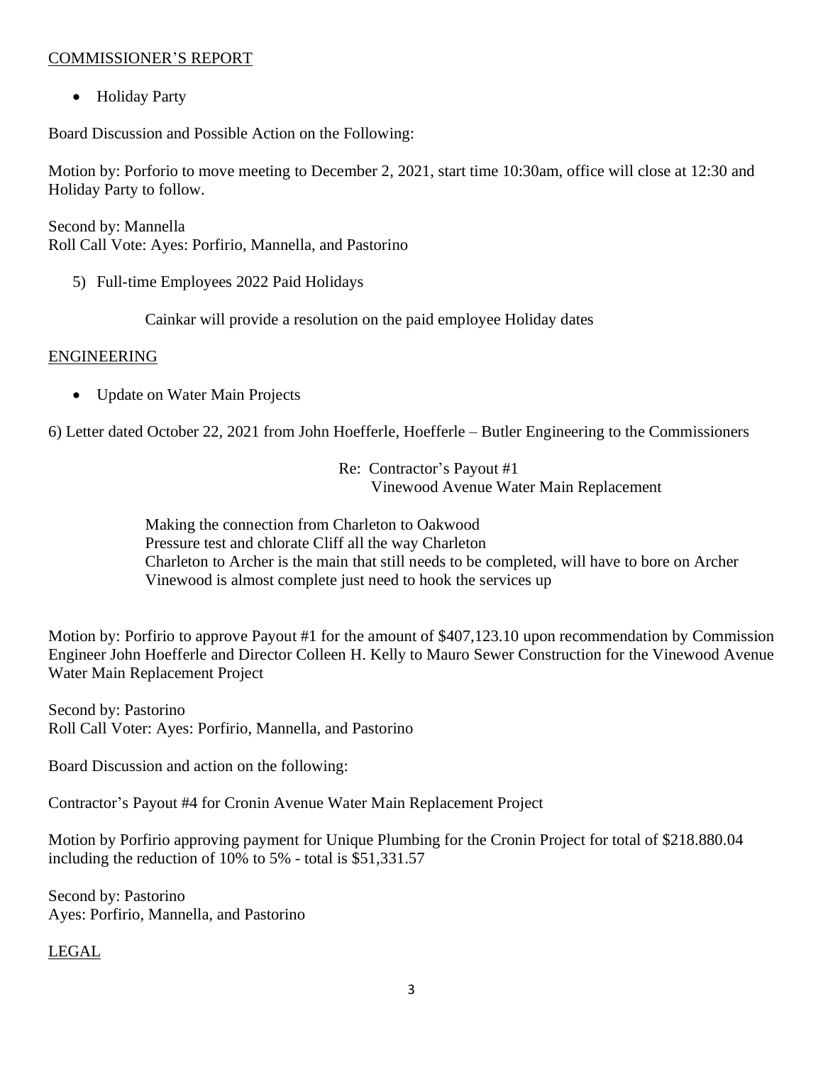COMMISSIONER'S REPORT

- Holiday Party

Board Discussion and Possible Action on the Following:

Motion by: Porforio to move meeting to December 2, 2021, start time 10:30am, office will close at 12:30 and Holiday Party to follow.

Second by: Mannella
Roll Call Vote: Ayes: Porfirio, Mannella, and Pastorino

5) Full-time Employees 2022 Paid Holidays

Cainkar will provide a resolution on the paid employee Holiday dates

ENGINEERING

- Update on Water Main Projects

6) Letter dated October 22, 2021 from John Hoefferle, Hoefferle – Butler Engineering to the Commissioners

Re: Contractor's Payout #1
Vinewood Avenue Water Main Replacement

Making the connection from Charleton to Oakwood
Pressure test and chlorate Cliff all the way Charleton
Charleton to Archer is the main that still needs to be completed, will have to bore on Archer
Vinewood is almost complete just need to hook the services up

Motion by: Porfirio to approve Payout #1 for the amount of $407,123.10 upon recommendation by Commission Engineer John Hoefferle and Director Colleen H. Kelly to Mauro Sewer Construction for the Vinewood Avenue Water Main Replacement Project

Second by: Pastorino
Roll Call Voter: Ayes: Porfirio, Mannella, and Pastorino

Board Discussion and action on the following:

Contractor's Payout #4 for Cronin Avenue Water Main Replacement Project

Motion by Porfirio approving payment for Unique Plumbing for the Cronin Project for total of $218.880.04 including the reduction of 10% to 5% - total is $51,331.57

Second by: Pastorino
Ayes: Porfirio, Mannella, and Pastorino

LEGAL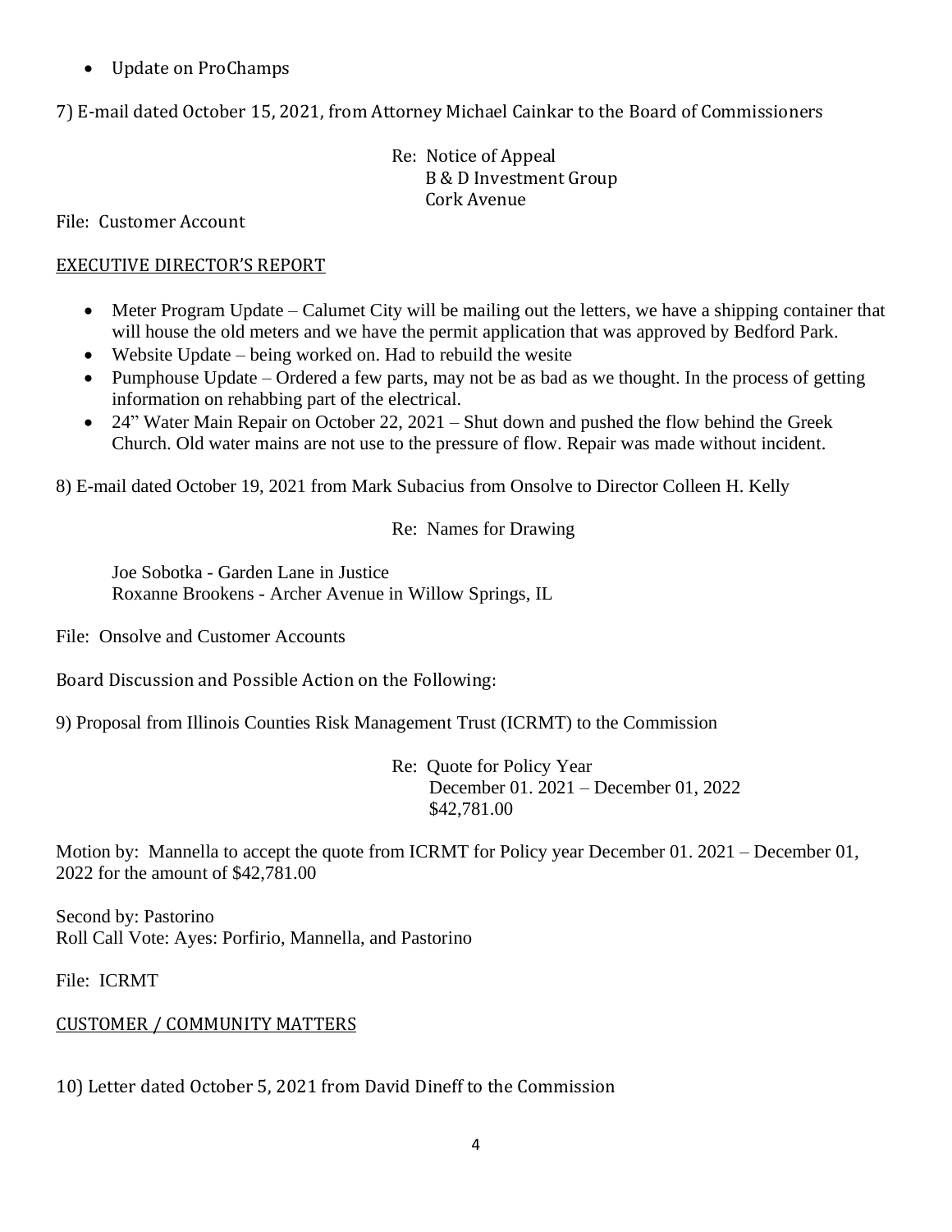- Update on ProChamps

7) E-mail dated October 15, 2021, from Attorney Michael Cainkar to the Board of Commissioners

Re: Notice of Appeal
B & D Investment Group
Cork Avenue

File: Customer Account

EXECUTIVE DIRECTOR'S REPORT

- Meter Program Update – Calumet City will be mailing out the letters, we have a shipping container that will house the old meters and we have the permit application that was approved by Bedford Park.
- Website Update – being worked on. Had to rebuild the wesite
- Pumphouse Update – Ordered a few parts, may not be as bad as we thought. In the process of getting information on rehabbing part of the electrical.
- 24" Water Main Repair on October 22, 2021 – Shut down and pushed the flow behind the Greek Church. Old water mains are not use to the pressure of flow. Repair was made without incident.

8) E-mail dated October 19, 2021 from Mark Subacius from Onsolve to Director Colleen H. Kelly

Re: Names for Drawing

Joe Sobotka - Garden Lane in Justice
Roxanne Brookens - Archer Avenue in Willow Springs, IL

File: Onsolve and Customer Accounts

Board Discussion and Possible Action on the Following:

9) Proposal from Illinois Counties Risk Management Trust (ICRMT) to the Commission

Re: Quote for Policy Year
December 01. 2021 – December 01, 2022
$42,781.00

Motion by: Mannella to accept the quote from ICRMT for Policy year December 01. 2021 – December 01, 2022 for the amount of $42,781.00

Second by: Pastorino
Roll Call Vote: Ayes: Porfirio, Mannella, and Pastorino

File: ICRMT

CUSTOMER / COMMUNITY MATTERS

10) Letter dated October 5, 2021 from David Dineff to the Commission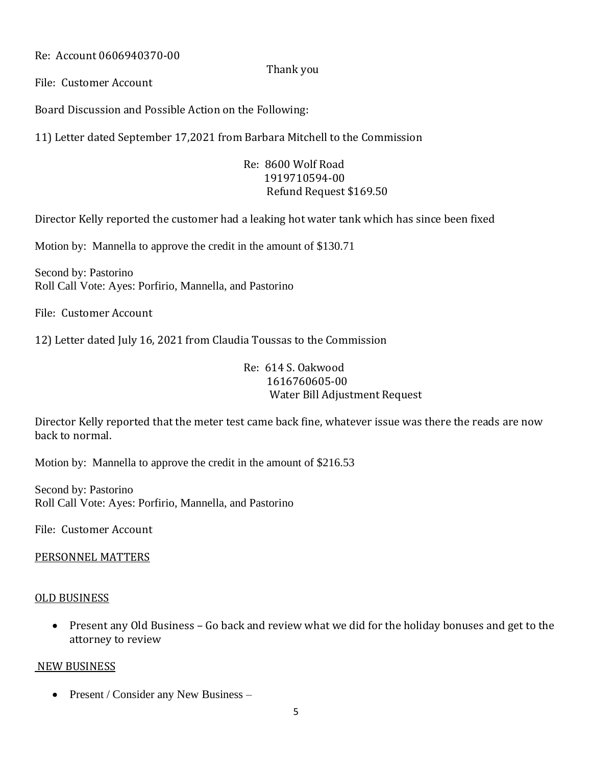Re: Account 0606940370-00

Thank you

File: Customer Account

Board Discussion and Possible Action on the Following:

11) Letter dated September 17,2021 from Barbara Mitchell to the Commission

Re: 8600 Wolf Road
1919710594-00
Refund Request $169.50

Director Kelly reported the customer had a leaking hot water tank which has since been fixed

Motion by: Mannella to approve the credit in the amount of $130.71

Second by: Pastorino
Roll Call Vote: Ayes: Porfirio, Mannella, and Pastorino

File: Customer Account

12) Letter dated July 16, 2021 from Claudia Toussas to the Commission

Re: 614 S. Oakwood
1616760605-00
Water Bill Adjustment Request

Director Kelly reported that the meter test came back fine, whatever issue was there the reads are now back to normal.

Motion by: Mannella to approve the credit in the amount of $216.53

Second by: Pastorino
Roll Call Vote: Ayes: Porfirio, Mannella, and Pastorino

File: Customer Account

PERSONNEL MATTERS

OLD BUSINESS

- Present any Old Business – Go back and review what we did for the holiday bonuses and get to the attorney to review

NEW BUSINESS

- Present / Consider any New Business –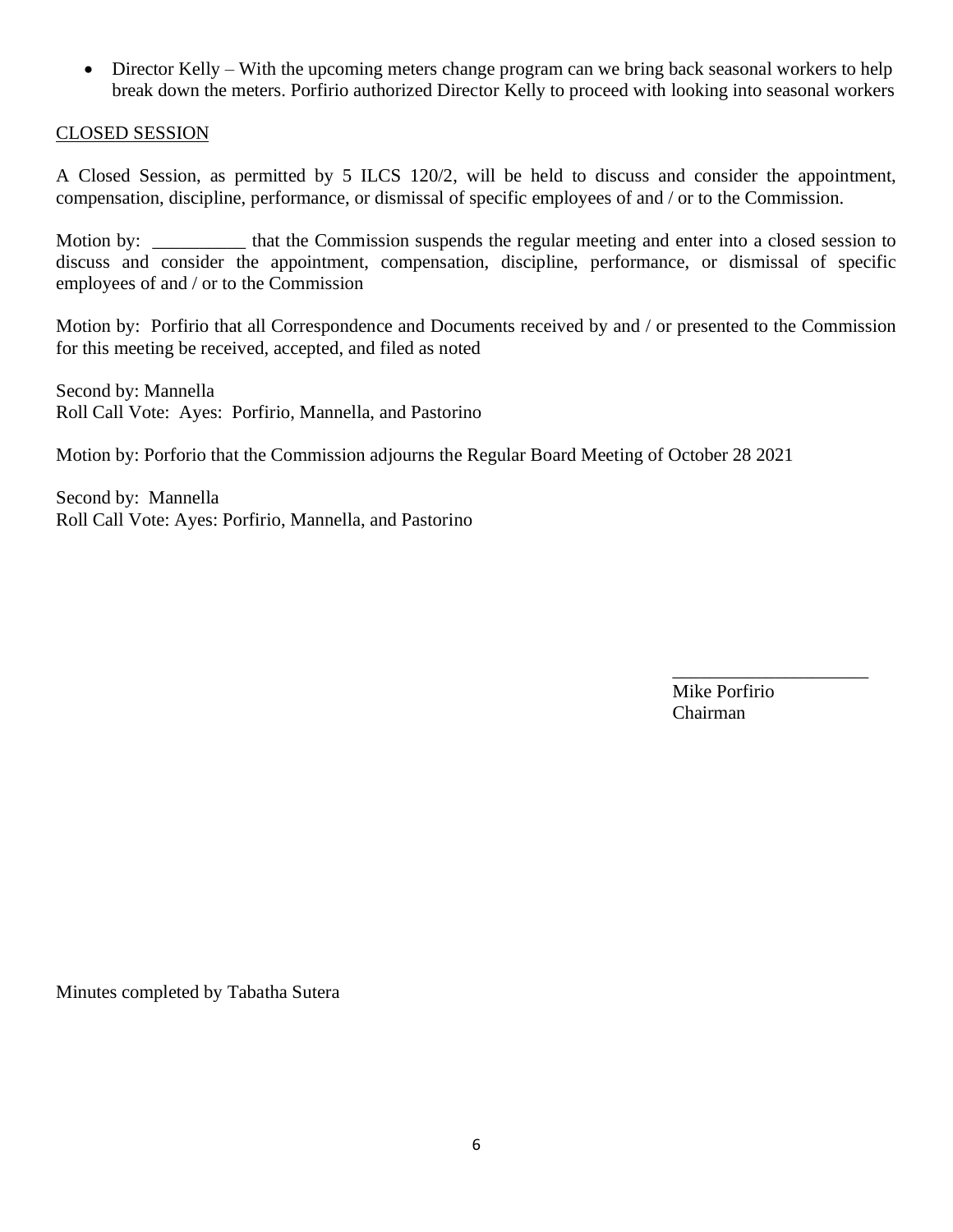- Director Kelly – With the upcoming meters change program can we bring back seasonal workers to help break down the meters. Porfirio authorized Director Kelly to proceed with looking into seasonal workers

<u>CLOSED SESSION</u>

A Closed Session, as permitted by 5 ILCS 120/2, will be held to discuss and consider the appointment, compensation, discipline, performance, or dismissal of specific employees of and / or to the Commission.

Motion by: __________ that the Commission suspends the regular meeting and enter into a closed session to discuss and consider the appointment, compensation, discipline, performance, or dismissal of specific employees of and / or to the Commission

Motion by: Porfirio that all Correspondence and Documents received by and / or presented to the Commission for this meeting be received, accepted, and filed as noted

Second by: Mannella
Roll Call Vote: Ayes: Porfirio, Mannella, and Pastorino

Motion by: Porforio that the Commission adjourns the Regular Board Meeting of October 28 2021

Second by: Mannella
Roll Call Vote: Ayes: Porfirio, Mannella, and Pastorino

_____________________
Mike Porfirio
Chairman

Minutes completed by Tabatha Sutera